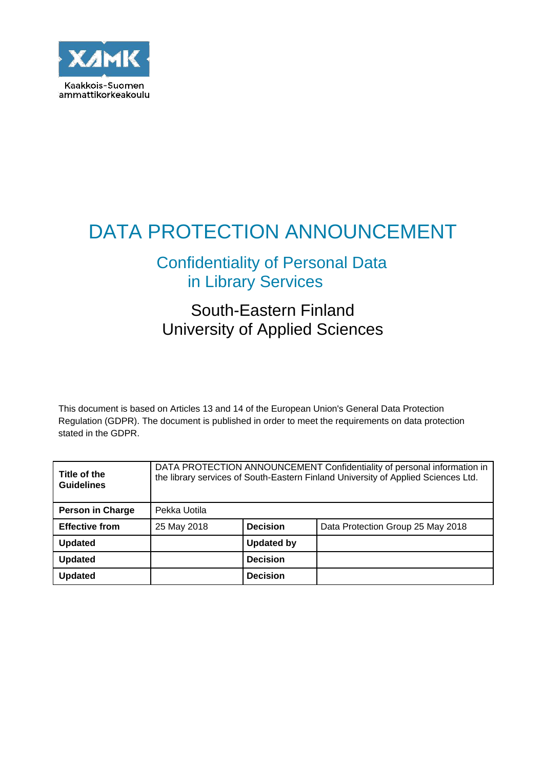Kaakkois-Suomen ammattikorkeakoulu

# DATA PROTECTION ANNOUNCEMENT

## Confidentiality of Personal Data in Library Services

## South-Eastern Finland University of Applied Sciences

This document is based on Articles 13 and 14 of the European Union's General Data Protection Regulation (GDPR). The document is published in order to meet the requirements on data protection stated in the GDPR.

| **Title of the Guidelines** | DATA PROTECTION ANNOUNCEMENT Confidentiality of personal information in the library services of South-Eastern Finland University of Applied Sciences Ltd. | | |
|---|---|---|---|
| **Person in Charge** | Pekka Uotila | | |
| **Effective from** | 25 May 2018 | **Decision** | Data Protection Group 25 May 2018 |
| **Updated** | | **Updated by** | |
| **Updated** | | **Decision** | |
| **Updated** | | **Decision** | |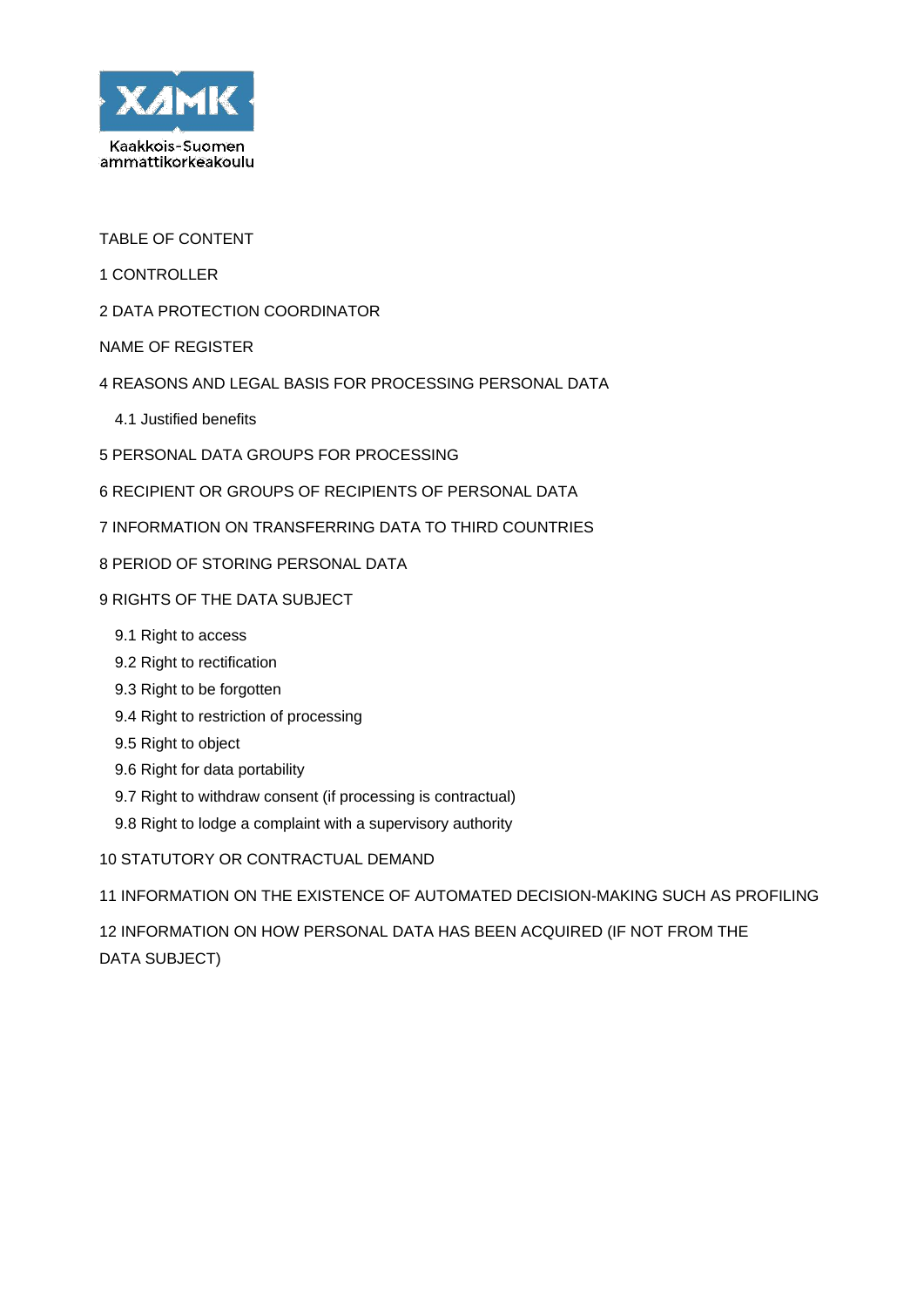Kaakkois-Suomen ammattikorkeakoulu

TABLE OF CONTENT

1 CONTROLLER

2 DATA PROTECTION COORDINATOR

NAME OF REGISTER

4 REASONS AND LEGAL BASIS FOR PROCESSING PERSONAL DATA

- 4.1 Justified benefits

5 PERSONAL DATA GROUPS FOR PROCESSING

6 RECIPIENT OR GROUPS OF RECIPIENTS OF PERSONAL DATA

7 INFORMATION ON TRANSFERRING DATA TO THIRD COUNTRIES

8 PERIOD OF STORING PERSONAL DATA

9 RIGHTS OF THE DATA SUBJECT

- 9.1 Right to access
- 9.2 Right to rectification
- 9.3 Right to be forgotten
- 9.4 Right to restriction of processing
- 9.5 Right to object
- 9.6 Right for data portability
- 9.7 Right to withdraw consent (if processing is contractual)
- 9.8 Right to lodge a complaint with a supervisory authority

10 STATUTORY OR CONTRACTUAL DEMAND

11 INFORMATION ON THE EXISTENCE OF AUTOMATED DECISION-MAKING SUCH AS PROFILING

12 INFORMATION ON HOW PERSONAL DATA HAS BEEN ACQUIRED (IF NOT FROM THE DATA SUBJECT)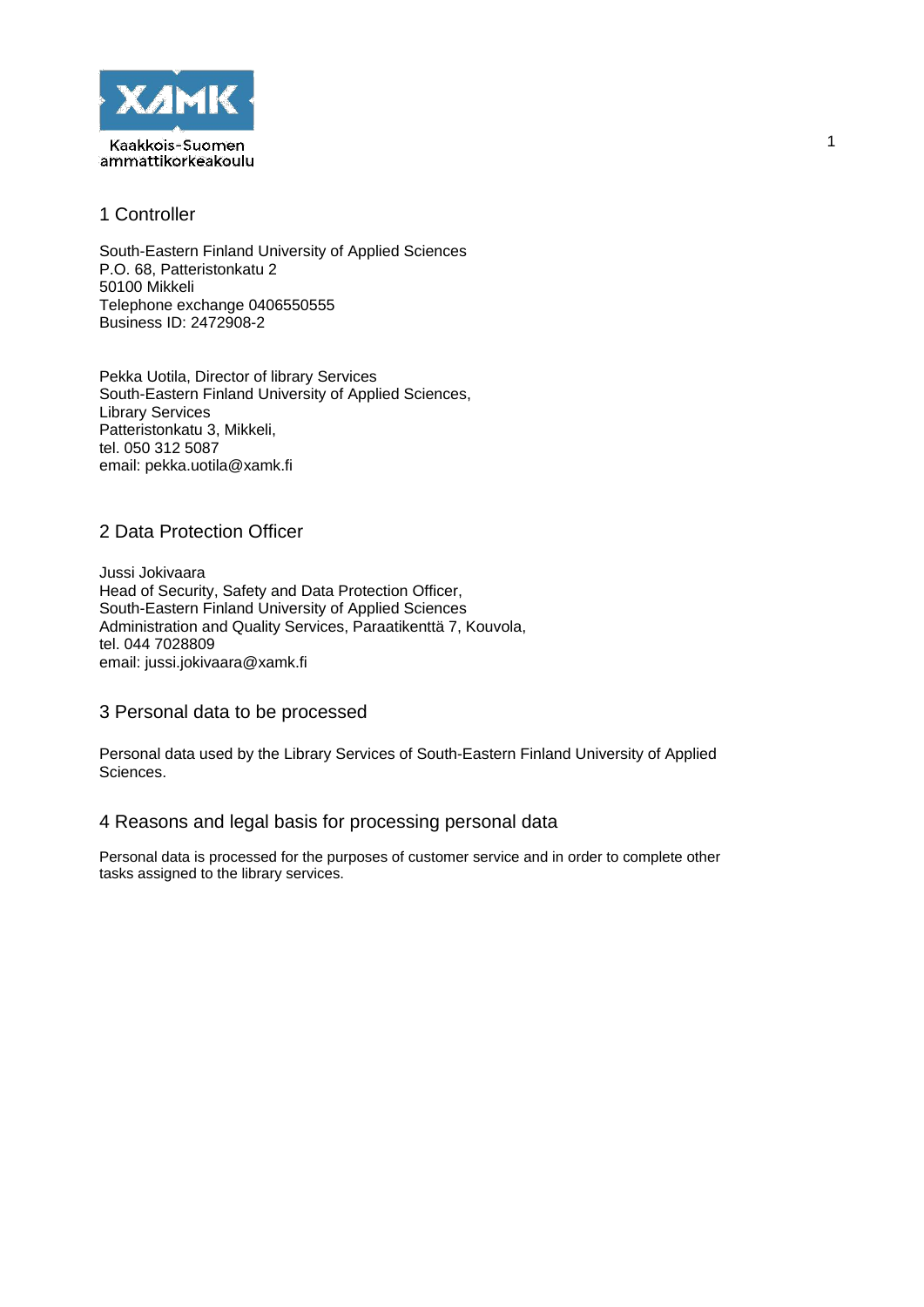## 1 Controller

South-Eastern Finland University of Applied Sciences
P.O. 68, Patteristonkatu 2
50100 Mikkeli
Telephone exchange 0406550555
Business ID: 2472908-2

Pekka Uotila, Director of library Services
South-Eastern Finland University of Applied Sciences,
Library Services
Patteristonkatu 3, Mikkeli,
tel. 050 312 5087
email: pekka.uotila@xamk.fi

## 2 Data Protection Officer

Jussi Jokivaara
Head of Security, Safety and Data Protection Officer,
South-Eastern Finland University of Applied Sciences
Administration and Quality Services, Paraatikenttä 7, Kouvola,
tel. 044 7028809
email: jussi.jokivaara@xamk.fi

## 3 Personal data to be processed

Personal data used by the Library Services of South-Eastern Finland University of Applied Sciences.

## 4 Reasons and legal basis for processing personal data

Personal data is processed for the purposes of customer service and in order to complete other tasks assigned to the library services.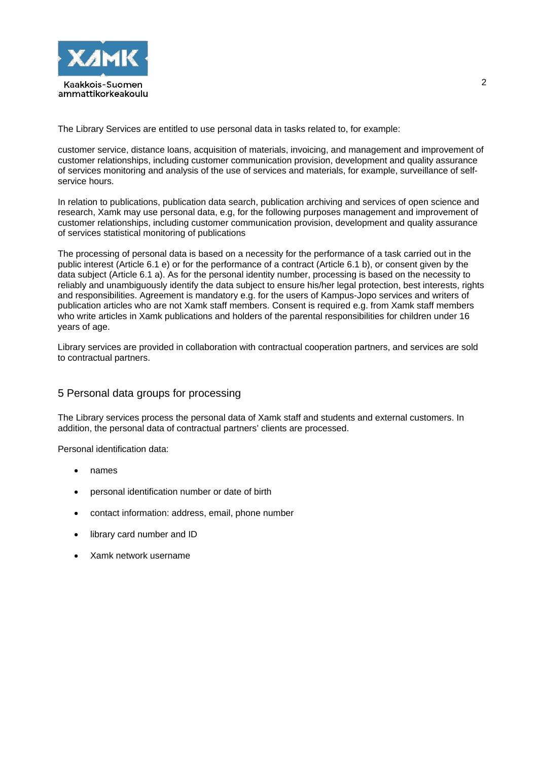The Library Services are entitled to use personal data in tasks related to, for example:

customer service, distance loans, acquisition of materials, invoicing, and management and improvement of customer relationships, including customer communication provision, development and quality assurance of services monitoring and analysis of the use of services and materials, for example, surveillance of self-service hours.

In relation to publications, publication data search, publication archiving and services of open science and research, Xamk may use personal data, e.g, for the following purposes management and improvement of customer relationships, including customer communication provision, development and quality assurance of services statistical monitoring of publications

The processing of personal data is based on a necessity for the performance of a task carried out in the public interest (Article 6.1 e) or for the performance of a contract (Article 6.1 b), or consent given by the data subject (Article 6.1 a). As for the personal identity number, processing is based on the necessity to reliably and unambiguously identify the data subject to ensure his/her legal protection, best interests, rights and responsibilities. Agreement is mandatory e.g. for the users of Kampus-Jopo services and writers of publication articles who are not Xamk staff members. Consent is required e.g. from Xamk staff members who write articles in Xamk publications and holders of the parental responsibilities for children under 16 years of age.

Library services are provided in collaboration with contractual cooperation partners, and services are sold to contractual partners.

## 5 Personal data groups for processing

The Library services process the personal data of Xamk staff and students and external customers. In addition, the personal data of contractual partners' clients are processed.

Personal identification data:

- names
- personal identification number or date of birth
- contact information: address, email, phone number
- library card number and ID
- Xamk network username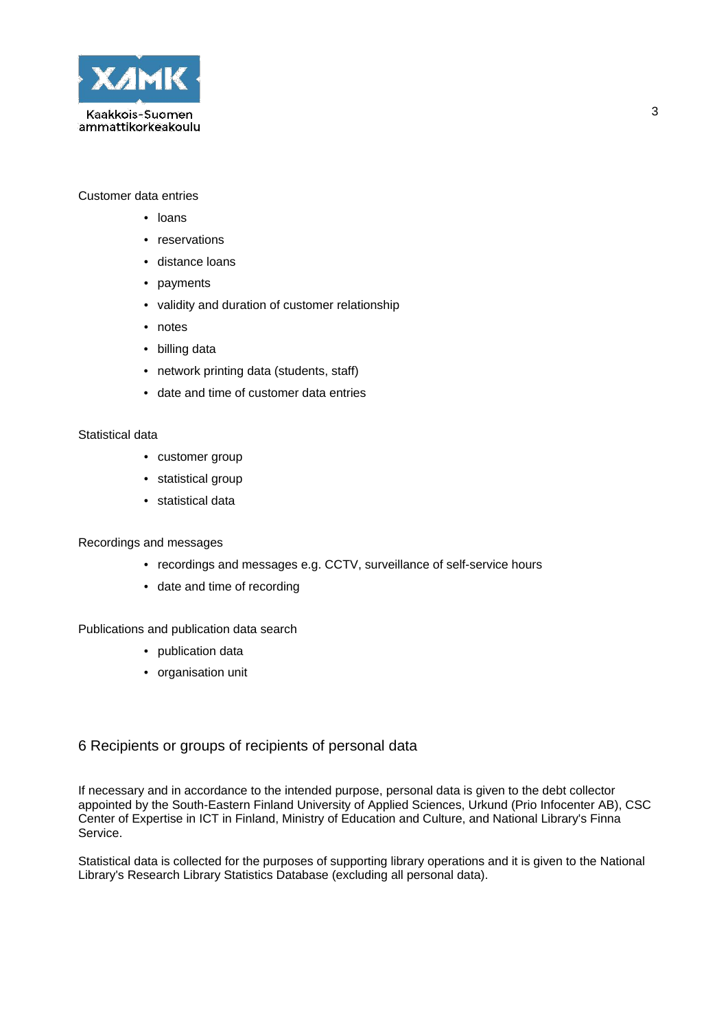Customer data entries

- loans
- reservations
- distance loans
- payments
- validity and duration of customer relationship
- notes
- billing data
- network printing data (students, staff)
- date and time of customer data entries

Statistical data

- customer group
- statistical group
- statistical data

Recordings and messages

- recordings and messages e.g. CCTV, surveillance of self-service hours
- date and time of recording

Publications and publication data search

- publication data
- organisation unit

## 6 Recipients or groups of recipients of personal data

If necessary and in accordance to the intended purpose, personal data is given to the debt collector appointed by the South-Eastern Finland University of Applied Sciences, Urkund (Prio Infocenter AB), CSC Center of Expertise in ICT in Finland, Ministry of Education and Culture, and National Library's Finna Service.

Statistical data is collected for the purposes of supporting library operations and it is given to the National Library's Research Library Statistics Database (excluding all personal data).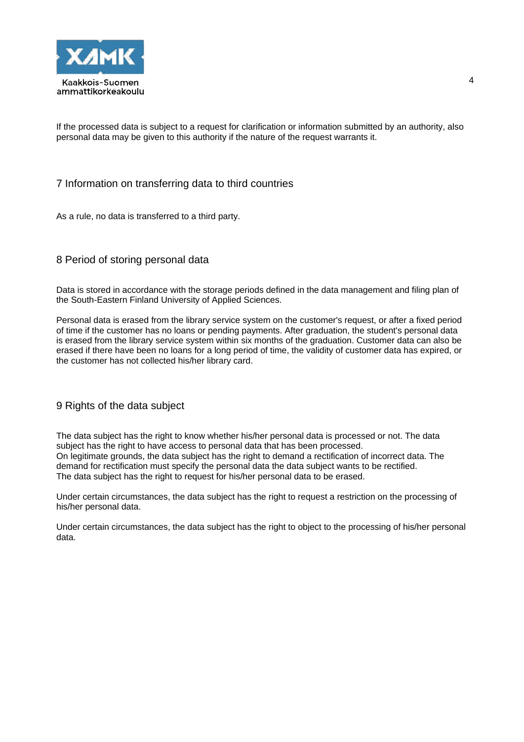If the processed data is subject to a request for clarification or information submitted by an authority, also personal data may be given to this authority if the nature of the request warrants it.

## 7 Information on transferring data to third countries

As a rule, no data is transferred to a third party.

## 8 Period of storing personal data

Data is stored in accordance with the storage periods defined in the data management and filing plan of the South-Eastern Finland University of Applied Sciences.

Personal data is erased from the library service system on the customer's request, or after a fixed period of time if the customer has no loans or pending payments. After graduation, the student's personal data is erased from the library service system within six months of the graduation. Customer data can also be erased if there have been no loans for a long period of time, the validity of customer data has expired, or the customer has not collected his/her library card.

## 9 Rights of the data subject

The data subject has the right to know whether his/her personal data is processed or not. The data subject has the right to have access to personal data that has been processed.
On legitimate grounds, the data subject has the right to demand a rectification of incorrect data. The demand for rectification must specify the personal data the data subject wants to be rectified.
The data subject has the right to request for his/her personal data to be erased.

Under certain circumstances, the data subject has the right to request a restriction on the processing of his/her personal data.

Under certain circumstances, the data subject has the right to object to the processing of his/her personal data.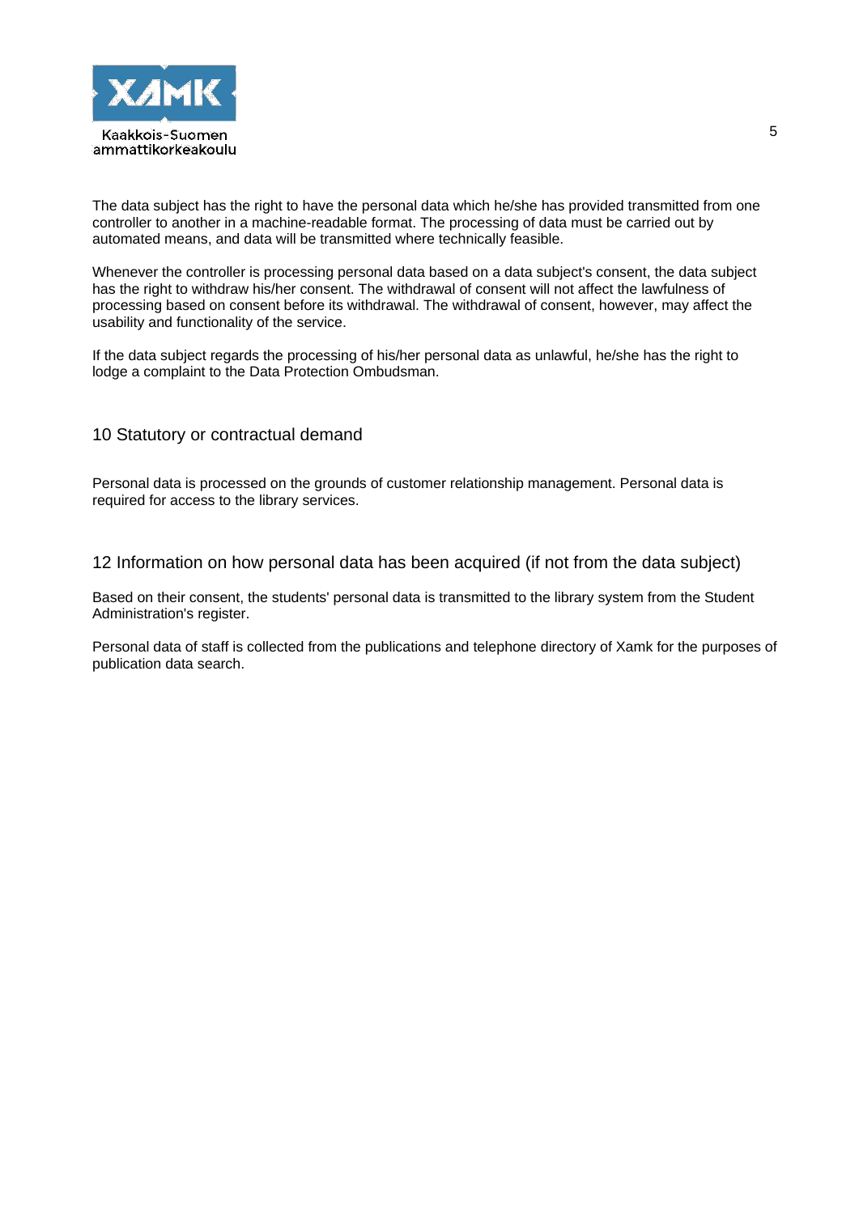The data subject has the right to have the personal data which he/she has provided transmitted from one controller to another in a machine-readable format. The processing of data must be carried out by automated means, and data will be transmitted where technically feasible.

Whenever the controller is processing personal data based on a data subject's consent, the data subject has the right to withdraw his/her consent. The withdrawal of consent will not affect the lawfulness of processing based on consent before its withdrawal. The withdrawal of consent, however, may affect the usability and functionality of the service.

If the data subject regards the processing of his/her personal data as unlawful, he/she has the right to lodge a complaint to the Data Protection Ombudsman.

## 10 Statutory or contractual demand

Personal data is processed on the grounds of customer relationship management. Personal data is required for access to the library services.

## 12 Information on how personal data has been acquired (if not from the data subject)

Based on their consent, the students' personal data is transmitted to the library system from the Student Administration's register.

Personal data of staff is collected from the publications and telephone directory of Xamk for the purposes of publication data search.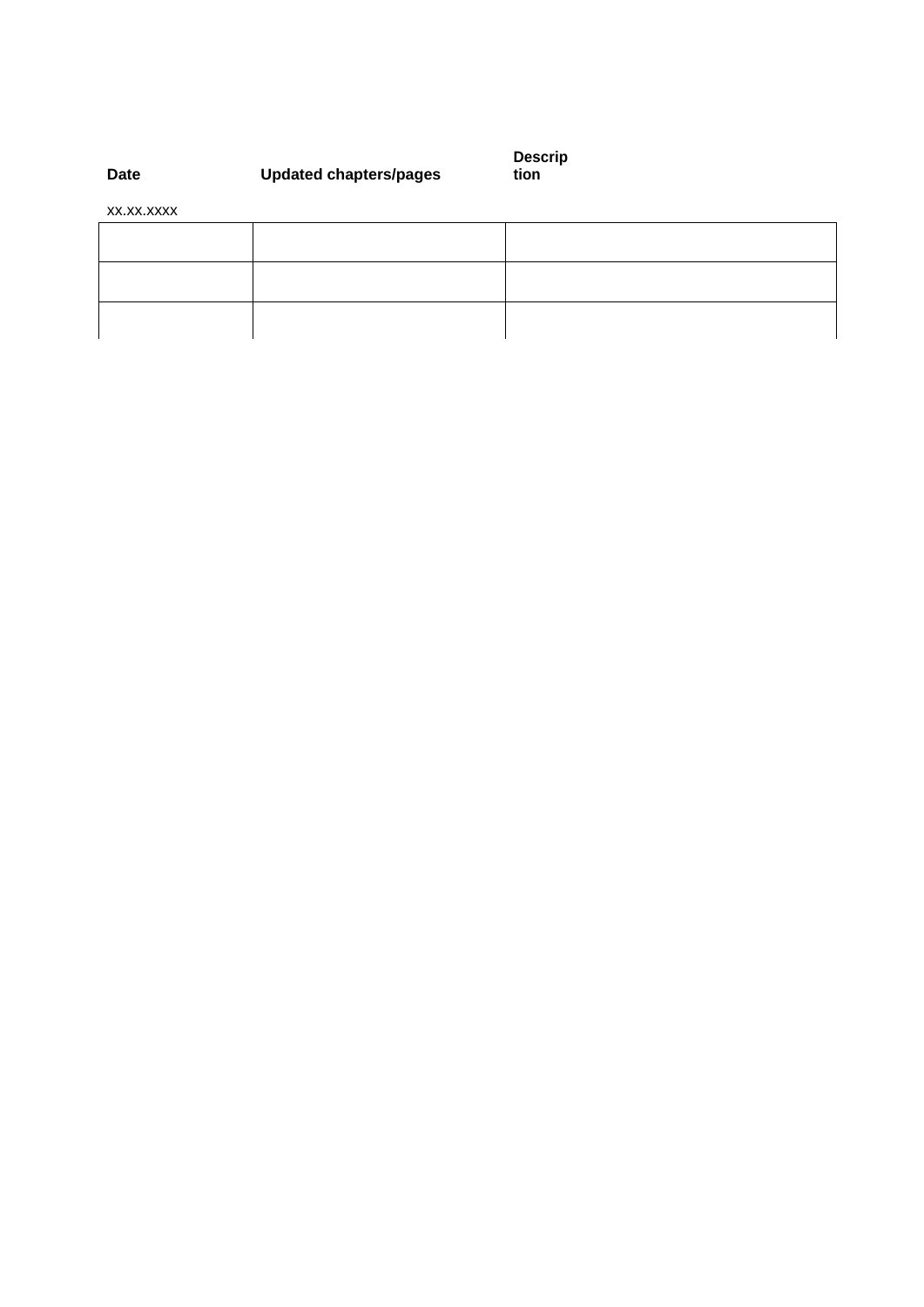| Date | Updated chapters/pages | Description |
| --- | --- | --- |
| xx.xx.xxxx | | |
| | | |
| | | |
| | | |